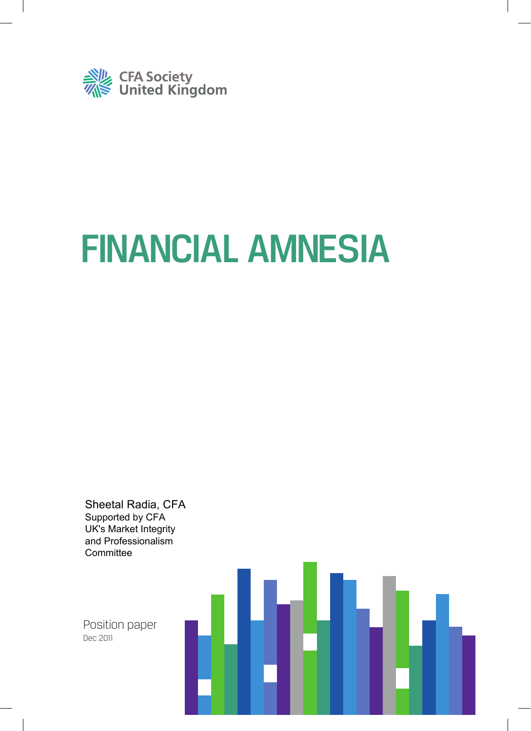CFA Society United Kingdom

# FINANCIAL AMNESIA

Sheetal Radia, CFA
Supported by CFA UK's Market Integrity and Professionalism Committee

Position paper
Dec 2011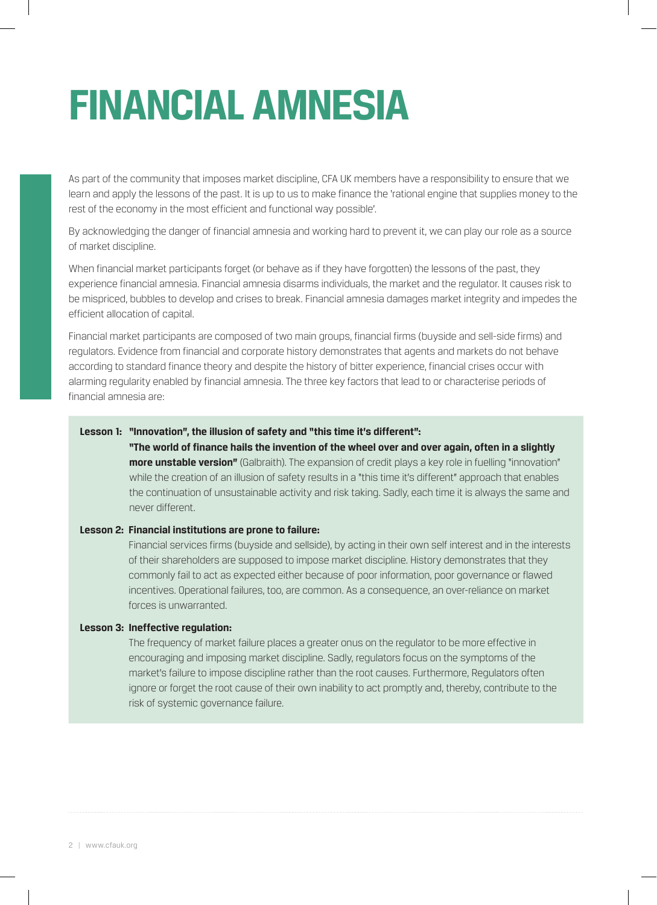# FINANCIAL AMNESIA

As part of the community that imposes market discipline, CFA UK members have a responsibility to ensure that we learn and apply the lessons of the past. It is up to us to make finance the 'rational engine that supplies money to the rest of the economy in the most efficient and functional way possible'.

By acknowledging the danger of financial amnesia and working hard to prevent it, we can play our role as a source of market discipline.

When financial market participants forget (or behave as if they have forgotten) the lessons of the past, they experience financial amnesia. Financial amnesia disarms individuals, the market and the regulator. It causes risk to be mispriced, bubbles to develop and crises to break. Financial amnesia damages market integrity and impedes the efficient allocation of capital.

Financial market participants are composed of two main groups, financial firms (buyside and sell-side firms) and regulators. Evidence from financial and corporate history demonstrates that agents and markets do not behave according to standard finance theory and despite the history of bitter experience, financial crises occur with alarming regularity enabled by financial amnesia. The three key factors that lead to or characterise periods of financial amnesia are:

**Lesson 1: "Innovation", the illusion of safety and "this time it's different":**
**"The world of finance hails the invention of the wheel over and over again, often in a slightly more unstable version"** (Galbraith). The expansion of credit plays a key role in fuelling "innovation" while the creation of an illusion of safety results in a "this time it's different" approach that enables the continuation of unsustainable activity and risk taking. Sadly, each time it is always the same and never different.

**Lesson 2: Financial institutions are prone to failure:**
Financial services firms (buyside and sellside), by acting in their own self interest and in the interests of their shareholders are supposed to impose market discipline. History demonstrates that they commonly fail to act as expected either because of poor information, poor governance or flawed incentives. Operational failures, too, are common. As a consequence, an over-reliance on market forces is unwarranted.

**Lesson 3: Ineffective regulation:**
The frequency of market failure places a greater onus on the regulator to be more effective in encouraging and imposing market discipline. Sadly, regulators focus on the symptoms of the market's failure to impose discipline rather than the root causes. Furthermore, Regulators often ignore or forget the root cause of their own inability to act promptly and, thereby, contribute to the risk of systemic governance failure.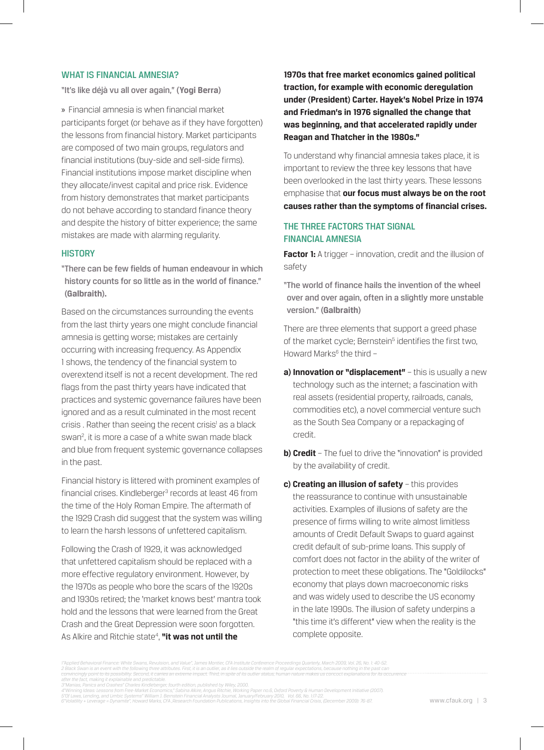## WHAT IS FINANCIAL AMNESIA?

"It's like déjà vu all over again," (**Yogi Berra**)

» Financial amnesia is when financial market participants forget (or behave as if they have forgotten) the lessons from financial history. Market participants are composed of two main groups, regulators and financial institutions (buy-side and sell-side firms). Financial institutions impose market discipline when they allocate/invest capital and price risk. Evidence from history demonstrates that market participants do not behave according to standard finance theory and despite the history of bitter experience; the same mistakes are made with alarming regularity.

## HISTORY

"There can be few fields of human endeavour in which history counts for so little as in the world of finance." (**Galbraith**).

Based on the circumstances surrounding the events from the last thirty years one might conclude financial amnesia is getting worse; mistakes are certainly occurring with increasing frequency. As Appendix 1 shows, the tendency of the financial system to overextend itself is not a recent development. The red flags from the past thirty years have indicated that practices and systemic governance failures have been ignored and as a result culminated in the most recent crisis . Rather than seeing the recent crisis[1] as a black swan[2], it is more a case of a white swan made black and blue from frequent systemic governance collapses in the past.

Financial history is littered with prominent examples of financial crises. Kindleberger[3] records at least 46 from the time of the Holy Roman Empire. The aftermath of the 1929 Crash did suggest that the system was willing to learn the harsh lessons of unfettered capitalism.

Following the Crash of 1929, it was acknowledged that unfettered capitalism should be replaced with a more effective regulatory environment. However, by the 1970s as people who bore the scars of the 1920s and 1930s retired; the 'market knows best' mantra took hold and the lessons that were learned from the Great Crash and the Great Depression were soon forgotten. As Alkire and Ritchie state[4], **"it was not until the 1970s that free market economics gained political traction, for example with economic deregulation under (President) Carter. Hayek's Nobel Prize in 1974 and Friedman's in 1976 signalled the change that was beginning, and that accelerated rapidly under Reagan and Thatcher in the 1980s."**

To understand why financial amnesia takes place, it is important to review the three key lessons that have been overlooked in the last thirty years. These lessons emphasise that **our focus must always be on the root causes rather than the symptoms of financial crises.**

## THE THREE FACTORS THAT SIGNAL FINANCIAL AMNESIA

**Factor 1:** A trigger – innovation, credit and the illusion of safety

"The world of finance hails the invention of the wheel over and over again, often in a slightly more unstable version." (**Galbraith**)

There are three elements that support a greed phase of the market cycle; Bernstein[5] identifies the first two, Howard Marks[6] the third –

**a) Innovation or "displacement"** – this is usually a new technology such as the internet; a fascination with real assets (residential property, railroads, canals, commodities etc), a novel commercial venture such as the South Sea Company or a repackaging of credit.

**b) Credit** – The fuel to drive the "innovation" is provided by the availability of credit.

**c) Creating an illusion of safety** – this provides the reassurance to continue with unsustainable activities. Examples of illusions of safety are the presence of firms willing to write almost limitless amounts of Credit Default Swaps to guard against credit default of sub-prime loans. This supply of comfort does not factor in the ability of the writer of protection to meet these obligations. The "Goldilocks" economy that plays down macroeconomic risks and was widely used to describe the US economy in the late 1990s. The illusion of safety underpins a "this time it's different" view when the reality is the complete opposite.

---

*1"Applied Behavioral Finance: White Swans, Revulsion, and Value", James Montier, CFA Institute Conference Proceedings Quarterly, March 2009, Vol. 26, No. 1: 40-52.*
*2 Black Swan is an event with the following three attributes. First, it is an outlier, as it lies outside the realm of regular expectations, because nothing in the past can convincingly point to its possibility. Second, it carries an extreme impact. Third, in spite of its outlier status, human nature makes us concoct explanations for its occurrence after the fact, making it explainable and predictable.*
*3"Manias, Panics and Crashes" Charles Kindleberger, fourth edition, published by Wiley, 2000.*
*4"Winning Ideas: Lessons from Free-Market Economics," Sabina Alkire, Angus Ritchie, Working Paper no.6, Oxford Poverty & Human Development Initiative (2007).*
*5"Of Laws, Lending, and Limbic Systems" William J. Bernstein Financial Analysts Journal, January/February 2010, Vol. 66, No. 1:17-22.*
*6"Volatility + Leverage = Dynamite", Howard Marks, CFA, Research Foundation Publications, Insights into the Global Financial Crisis, (December 2009): 76-87.*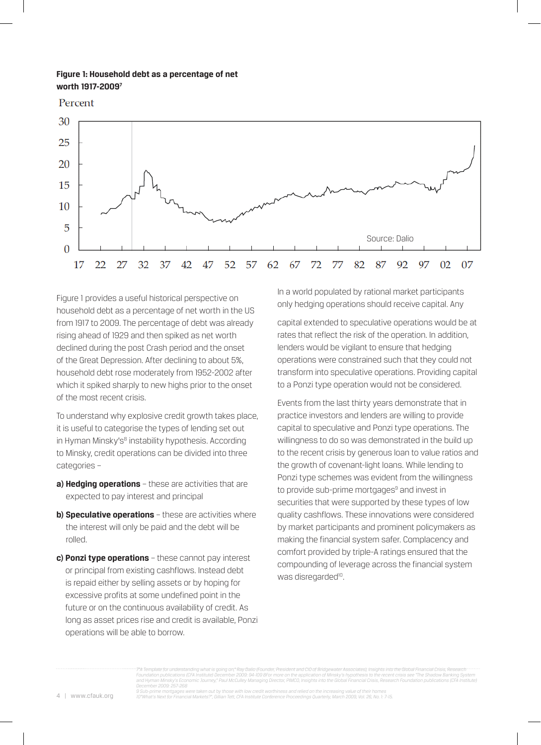**Figure 1: Household debt as a percentage of net worth 1917-2009**[7]

Source: Dalio

Figure 1 provides a useful historical perspective on household debt as a percentage of net worth in the US from 1917 to 2009. The percentage of debt was already rising ahead of 1929 and then spiked as net worth declined during the post Crash period and the onset of the Great Depression. After declining to about 5%, household debt rose moderately from 1952-2002 after which it spiked sharply to new highs prior to the onset of the most recent crisis.

To understand why explosive credit growth takes place, it is useful to categorise the types of lending set out in Hyman Minsky's[8] instability hypothesis. According to Minsky, credit operations can be divided into three categories –

**a) Hedging operations** – these are activities that are expected to pay interest and principal

**b) Speculative operations** – these are activities where the interest will only be paid and the debt will be rolled.

**c) Ponzi type operations** – these cannot pay interest or principal from existing cashflows. Instead debt is repaid either by selling assets or by hoping for excessive profits at some undefined point in the future or on the continuous availability of credit. As long as asset prices rise and credit is available, Ponzi operations will be able to borrow.

In a world populated by rational market participants only hedging operations should receive capital. Any capital extended to speculative operations would be at rates that reflect the risk of the operation. In addition, lenders would be vigilant to ensure that hedging operations were constrained such that they could not transform into speculative operations. Providing capital to a Ponzi type operation would not be considered.

Events from the last thirty years demonstrate that in practice investors and lenders are willing to provide capital to speculative and Ponzi type operations. The willingness to do so was demonstrated in the build up to the recent crisis by generous loan to value ratios and the growth of covenant-light loans. While lending to Ponzi type schemes was evident from the willingness to provide sub-prime mortgages[9] and invest in securities that were supported by these types of low quality cashflows. These innovations were considered by market participants and prominent policymakers as making the financial system safer. Complacency and comfort provided by triple-A ratings ensured that the compounding of leverage across the financial system was disregarded[10].

---

7 "A Template for understanding what is going on," Ray Dalio (Founder, President and CIO of Bridgewater Associates), Insights into the Global Financial Crisis, Research Foundation publications (CFA Institute) December 2009: 94-109 8For more on the application of Minsky's hypothesis to the recent crisis see "The Shadow Banking System and Hyman Minsky's Economic Journey," Paul McCulley Managing Director, PIMCO, Insights into the Global Financial Crisis, Research Foundation publications (CFA Institute) December 2009: 257-268

9 Sub-prime mortgages were taken out by those with low credit worthiness and relied on the increasing value of their homes

10 "What's Next for Financial Markets?", Gillian Tett, CFA Institute Conference Proceedings Quarterly, March 2009, Vol. 26, No. 1: 7-15.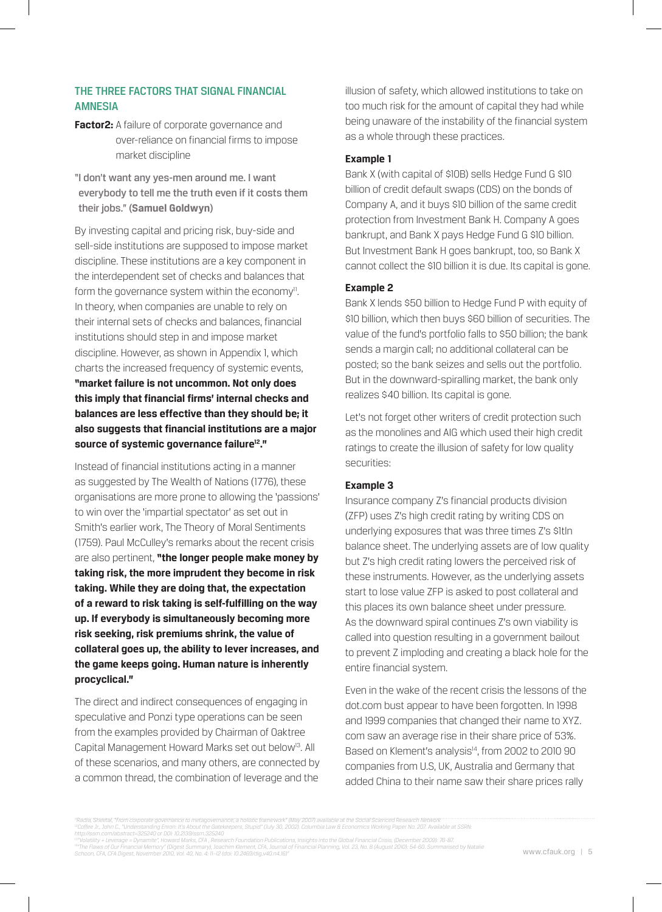## THE THREE FACTORS THAT SIGNAL FINANCIAL AMNESIA

**Factor2:** A failure of corporate governance and over-reliance on financial firms to impose market discipline

"I don't want any yes-men around me. I want everybody to tell me the truth even if it costs them their jobs." (**Samuel Goldwyn**)

By investing capital and pricing risk, buy-side and sell-side institutions are supposed to impose market discipline. These institutions are a key component in the interdependent set of checks and balances that form the governance system within the economy[11]. In theory, when companies are unable to rely on their internal sets of checks and balances, financial institutions should step in and impose market discipline. However, as shown in Appendix 1, which charts the increased frequency of systemic events, **"market failure is not uncommon. Not only does this imply that financial firms' internal checks and balances are less effective than they should be; it also suggests that financial institutions are a major source of systemic governance failure[12]."**

Instead of financial institutions acting in a manner as suggested by The Wealth of Nations (1776), these organisations are more prone to allowing the 'passions' to win over the 'impartial spectator' as set out in Smith's earlier work, The Theory of Moral Sentiments (1759). Paul McCulley's remarks about the recent crisis are also pertinent, **"the longer people make money by taking risk, the more imprudent they become in risk taking. While they are doing that, the expectation of a reward to risk taking is self-fulfilling on the way up. If everybody is simultaneously becoming more risk seeking, risk premiums shrink, the value of collateral goes up, the ability to lever increases, and the game keeps going. Human nature is inherently procyclical."**

The direct and indirect consequences of engaging in speculative and Ponzi type operations can be seen from the examples provided by Chairman of Oaktree Capital Management Howard Marks set out below[13]. All of these scenarios, and many others, are connected by a common thread, the combination of leverage and the illusion of safety, which allowed institutions to take on too much risk for the amount of capital they had while being unaware of the instability of the financial system as a whole through these practices.

**Example 1**

Bank X (with capital of $10B) sells Hedge Fund G $10 billion of credit default swaps (CDS) on the bonds of Company A, and it buys $10 billion of the same credit protection from Investment Bank H. Company A goes bankrupt, and Bank X pays Hedge Fund G $10 billion. But Investment Bank H goes bankrupt, too, so Bank X cannot collect the $10 billion it is due. Its capital is gone.

**Example 2**

Bank X lends $50 billion to Hedge Fund P with equity of $10 billion, which then buys $60 billion of securities. The value of the fund's portfolio falls to $50 billion; the bank sends a margin call; no additional collateral can be posted; so the bank seizes and sells out the portfolio. But in the downward-spiralling market, the bank only realizes $40 billion. Its capital is gone.

Let's not forget other writers of credit protection such as the monolines and AIG which used their high credit ratings to create the illusion of safety for low quality securities:

**Example 3**

Insurance company Z's financial products division (ZFP) uses Z's high credit rating by writing CDS on underlying exposures that was three times Z's $1tln balance sheet. The underlying assets are of low quality but Z's high credit rating lowers the perceived risk of these instruments. However, as the underlying assets start to lose value ZFP is asked to post collateral and this places its own balance sheet under pressure. As the downward spiral continues Z's own viability is called into question resulting in a government bailout to prevent Z imploding and creating a black hole for the entire financial system.

Even in the wake of the recent crisis the lessons of the dot.com bust appear to have been forgotten. In 1998 and 1999 companies that changed their name to XYZ.com saw an average rise in their share price of 53%. Based on Klement's analysis[14], from 2002 to 2010 90 companies from U.S, UK, Australia and Germany that added China to their name saw their share prices rally

[11] Radia, Sheetal, "From corporate governance to metagovernance; a holistic framework" (May 2007) available at the Social Scienced Research Network.
[12] Coffee Jr., John C., "Understanding Enron: It's About the Gatekeepers, Stupid" (July 30, 2002). Columbia Law & Economics Working Paper No. 207. Available at SSRN: http://ssrn.com/abstract=325240 or DOI: 10.2139/ssrn.325240
[13] "Volatility + Leverage = Dynamite", Howard Marks, CFA , Research Foundation Publications, Insights into the Global Financial Crisis, (December 2009): 76-87.
[14] "The Flaws of Our Financial Memory" (Digest Summary), Joachim Klement, CFA, Journal of Financial Planning, Vol. 23, No. 8 (August 2010): 54-60. Summarised by Natalie Schoon, CFA, CFA Digest, November 2010, Vol. 40, No. 4: 11–12 (doi: 10.2469/dig.v40.n4.16)"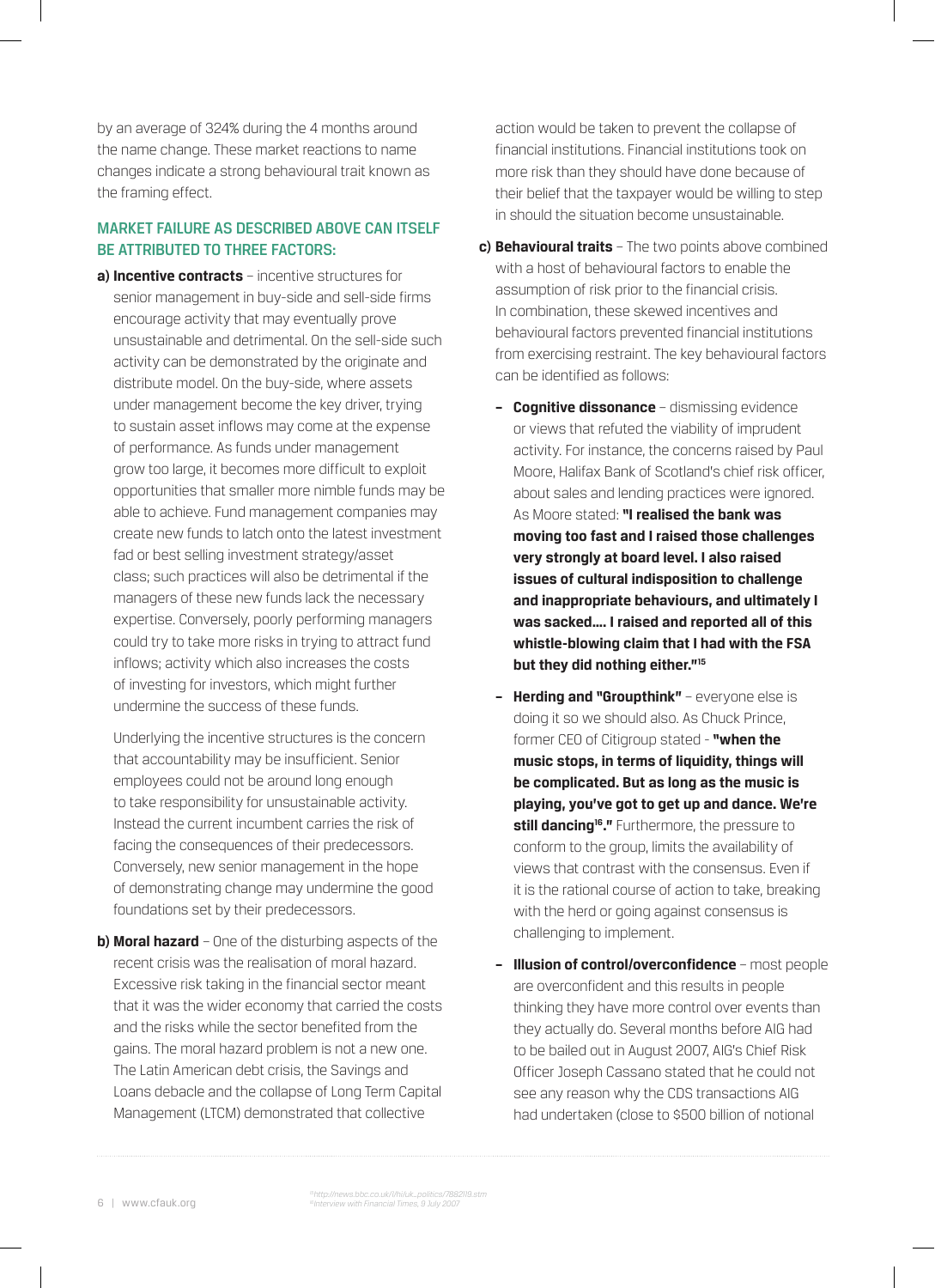by an average of 324% during the 4 months around the name change. These market reactions to name changes indicate a strong behavioural trait known as the framing effect.

## MARKET FAILURE AS DESCRIBED ABOVE CAN ITSELF BE ATTRIBUTED TO THREE FACTORS:

**a) Incentive contracts** – incentive structures for senior management in buy-side and sell-side firms encourage activity that may eventually prove unsustainable and detrimental. On the sell-side such activity can be demonstrated by the originate and distribute model. On the buy-side, where assets under management become the key driver, trying to sustain asset inflows may come at the expense of performance. As funds under management grow too large, it becomes more difficult to exploit opportunities that smaller more nimble funds may be able to achieve. Fund management companies may create new funds to latch onto the latest investment fad or best selling investment strategy/asset class; such practices will also be detrimental if the managers of these new funds lack the necessary expertise. Conversely, poorly performing managers could try to take more risks in trying to attract fund inflows; activity which also increases the costs of investing for investors, which might further undermine the success of these funds.

Underlying the incentive structures is the concern that accountability may be insufficient. Senior employees could not be around long enough to take responsibility for unsustainable activity. Instead the current incumbent carries the risk of facing the consequences of their predecessors. Conversely, new senior management in the hope of demonstrating change may undermine the good foundations set by their predecessors.

**b) Moral hazard** – One of the disturbing aspects of the recent crisis was the realisation of moral hazard. Excessive risk taking in the financial sector meant that it was the wider economy that carried the costs and the risks while the sector benefited from the gains. The moral hazard problem is not a new one. The Latin American debt crisis, the Savings and Loans debacle and the collapse of Long Term Capital Management (LTCM) demonstrated that collective action would be taken to prevent the collapse of financial institutions. Financial institutions took on more risk than they should have done because of their belief that the taxpayer would be willing to step in should the situation become unsustainable.

**c) Behavioural traits** – The two points above combined with a host of behavioural factors to enable the assumption of risk prior to the financial crisis. In combination, these skewed incentives and behavioural factors prevented financial institutions from exercising restraint. The key behavioural factors can be identified as follows:

- **Cognitive dissonance** – dismissing evidence or views that refuted the viability of imprudent activity. For instance, the concerns raised by Paul Moore, Halifax Bank of Scotland's chief risk officer, about sales and lending practices were ignored. As Moore stated: **"I realised the bank was moving too fast and I raised those challenges very strongly at board level. I also raised issues of cultural indisposition to challenge and inappropriate behaviours, and ultimately I was sacked…. I raised and reported all of this whistle-blowing claim that I had with the FSA but they did nothing either."[15]**

- **Herding and "Groupthink"** – everyone else is doing it so we should also. As Chuck Prince, former CEO of Citigroup stated - **"when the music stops, in terms of liquidity, things will be complicated. But as long as the music is playing, you've got to get up and dance. We're still dancing[16]."** Furthermore, the pressure to conform to the group, limits the availability of views that contrast with the consensus. Even if it is the rational course of action to take, breaking with the herd or going against consensus is challenging to implement.

- **Illusion of control/overconfidence** – most people are overconfident and this results in people thinking they have more control over events than they actually do. Several months before AIG had to be bailed out in August 2007, AIG's Chief Risk Officer Joseph Cassano stated that he could not see any reason why the CDS transactions AIG had undertaken (close to $500 billion of notional

[15] http://news.bbc.co.uk/1/hi/uk_politics/7882119.stm
[16] Interview with Financial Times, 9 July 2007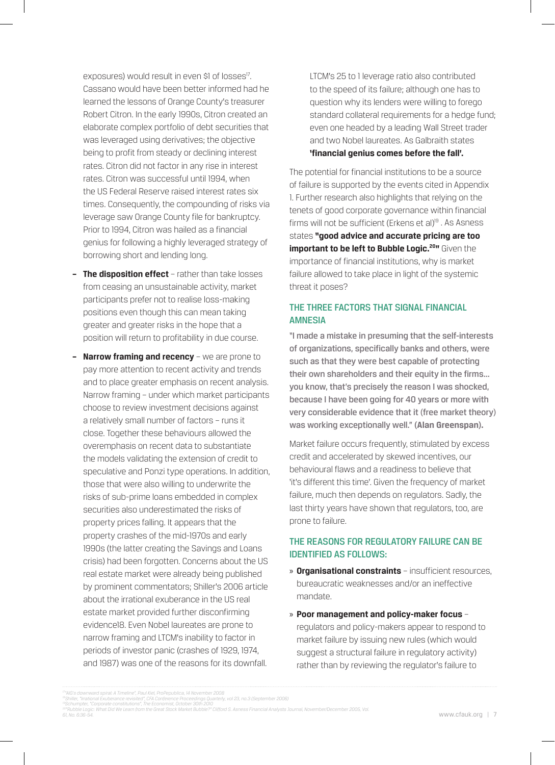exposures) would result in even $1 of losses[17]. Cassano would have been better informed had he learned the lessons of Orange County's treasurer Robert Citron. In the early 1990s, Citron created an elaborate complex portfolio of debt securities that was leveraged using derivatives; the objective being to profit from steady or declining interest rates. Citron did not factor in any rise in interest rates. Citron was successful until 1994, when the US Federal Reserve raised interest rates six times. Consequently, the compounding of risks via leverage saw Orange County file for bankruptcy. Prior to 1994, Citron was hailed as a financial genius for following a highly leveraged strategy of borrowing short and lending long.

- **The disposition effect** – rather than take losses from ceasing an unsustainable activity, market participants prefer not to realise loss-making positions even though this can mean taking greater and greater risks in the hope that a position will return to profitability in due course.
- **Narrow framing and recency** – we are prone to pay more attention to recent activity and trends and to place greater emphasis on recent analysis. Narrow framing – under which market participants choose to review investment decisions against a relatively small number of factors – runs it close. Together these behaviours allowed the overemphasis on recent data to substantiate the models validating the extension of credit to speculative and Ponzi type operations. In addition, those that were also willing to underwrite the risks of sub-prime loans embedded in complex securities also underestimated the risks of property prices falling. It appears that the property crashes of the mid-1970s and early 1990s (the latter creating the Savings and Loans crisis) had been forgotten. Concerns about the US real estate market were already being published by prominent commentators; Shiller's 2006 article about the irrational exuberance in the US real estate market provided further disconfirming evidence18. Even Nobel laureates are prone to narrow framing and LTCM's inability to factor in periods of investor panic (crashes of 1929, 1974, and 1987) was one of the reasons for its downfall.

  LTCM's 25 to 1 leverage ratio also contributed to the speed of its failure; although one has to question why its lenders were willing to forego standard collateral requirements for a hedge fund; even one headed by a leading Wall Street trader and two Nobel laureates. As Galbraith states **'financial genius comes before the fall'.**

The potential for financial institutions to be a source of failure is supported by the events cited in Appendix 1. Further research also highlights that relying on the tenets of good corporate governance within financial firms will not be sufficient (Erkens et al)[19] . As Asness states **"good advice and accurate pricing are too important to be left to Bubble Logic.[20]"** Given the importance of financial institutions, why is market failure allowed to take place in light of the systemic threat it poses?

## THE THREE FACTORS THAT SIGNAL FINANCIAL AMNESIA

**"I made a mistake in presuming that the self-interests of organizations, specifically banks and others, were such as that they were best capable of protecting their own shareholders and their equity in the firms... you know, that's precisely the reason I was shocked, because I have been going for 40 years or more with very considerable evidence that it (free market theory) was working exceptionally well." (Alan Greenspan).**

Market failure occurs frequently, stimulated by excess credit and accelerated by skewed incentives, our behavioural flaws and a readiness to believe that 'it's different this time'. Given the frequency of market failure, much then depends on regulators. Sadly, the last thirty years have shown that regulators, too, are prone to failure.

## THE REASONS FOR REGULATORY FAILURE CAN BE IDENTIFIED AS FOLLOWS:

- **Organisational constraints** – insufficient resources, bureaucratic weaknesses and/or an ineffective mandate.
- **Poor management and policy-maker focus** – regulators and policy-makers appear to respond to market failure by issuing new rules (which would suggest a structural failure in regulatory activity) rather than by reviewing the regulator's failure to

[17] "AIG's downward spiral: A Timeline", Paul Kiel, ProPublica, 14 November 2008
[18] Shiller, "Irrational Exuberance revisited", CFA Conference Proceedings Quarterly, vol 23, no.3 (September 2006)
[19] Schumpter, "Corporate constitutions", The Economist, October 30th 2010
[20] "Rubble Logic: What Did We Learn from the Great Stock Market Bubble?" Clifford S. Asness Financial Analysts Journal, November/December 2005, Vol. 61, No. 6:36-54.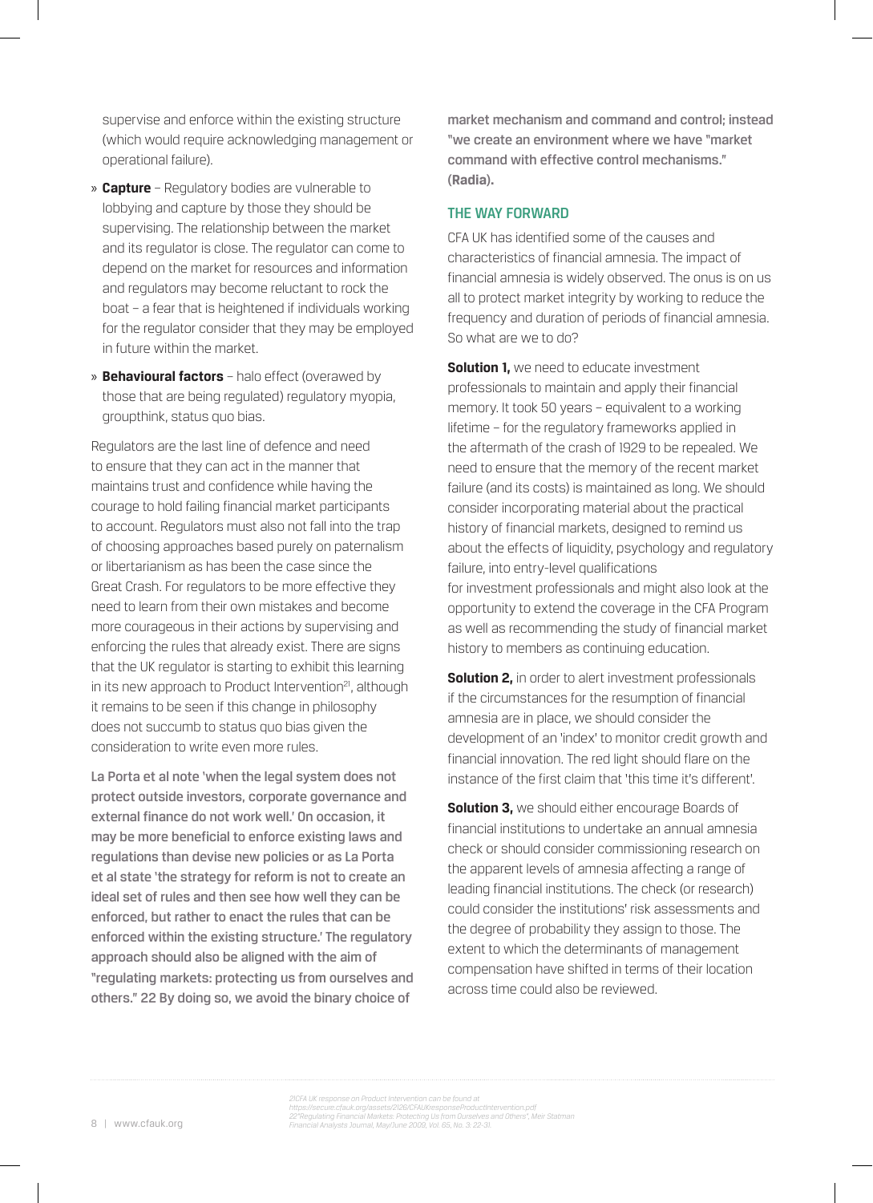supervise and enforce within the existing structure (which would require acknowledging management or operational failure).

- **Capture** – Regulatory bodies are vulnerable to lobbying and capture by those they should be supervising. The relationship between the market and its regulator is close. The regulator can come to depend on the market for resources and information and regulators may become reluctant to rock the boat – a fear that is heightened if individuals working for the regulator consider that they may be employed in future within the market.
- **Behavioural factors** – halo effect (overawed by those that are being regulated) regulatory myopia, groupthink, status quo bias.

Regulators are the last line of defence and need to ensure that they can act in the manner that maintains trust and confidence while having the courage to hold failing financial market participants to account. Regulators must also not fall into the trap of choosing approaches based purely on paternalism or libertarianism as has been the case since the Great Crash. For regulators to be more effective they need to learn from their own mistakes and become more courageous in their actions by supervising and enforcing the rules that already exist. There are signs that the UK regulator is starting to exhibit this learning in its new approach to Product Intervention[21], although it remains to be seen if this change in philosophy does not succumb to status quo bias given the consideration to write even more rules.

**La Porta et al note 'when the legal system does not protect outside investors, corporate governance and external finance do not work well.' On occasion, it may be more beneficial to enforce existing laws and regulations than devise new policies or as La Porta et al state 'the strategy for reform is not to create an ideal set of rules and then see how well they can be enforced, but rather to enact the rules that can be enforced within the existing structure.' The regulatory approach should also be aligned with the aim of "regulating markets: protecting us from ourselves and others." 22 By doing so, we avoid the binary choice of market mechanism and command and control; instead "we create an environment where we have "market command with effective control mechanisms." (Radia).**

## THE WAY FORWARD

CFA UK has identified some of the causes and characteristics of financial amnesia. The impact of financial amnesia is widely observed. The onus is on us all to protect market integrity by working to reduce the frequency and duration of periods of financial amnesia. So what are we to do?

**Solution 1,** we need to educate investment professionals to maintain and apply their financial memory. It took 50 years – equivalent to a working lifetime – for the regulatory frameworks applied in the aftermath of the crash of 1929 to be repealed. We need to ensure that the memory of the recent market failure (and its costs) is maintained as long. We should consider incorporating material about the practical history of financial markets, designed to remind us about the effects of liquidity, psychology and regulatory failure, into entry-level qualifications for investment professionals and might also look at the opportunity to extend the coverage in the CFA Program as well as recommending the study of financial market history to members as continuing education.

**Solution 2,** in order to alert investment professionals if the circumstances for the resumption of financial amnesia are in place, we should consider the development of an 'index' to monitor credit growth and financial innovation. The red light should flare on the instance of the first claim that 'this time it's different'.

**Solution 3,** we should either encourage Boards of financial institutions to undertake an annual amnesia check or should consider commissioning research on the apparent levels of amnesia affecting a range of leading financial institutions. The check (or research) could consider the institutions' risk assessments and the degree of probability they assign to those. The extent to which the determinants of management compensation have shifted in terms of their location across time could also be reviewed.

---

21 CFA UK response on Product Intervention can be found at https://secure.cfauk.org/assets/2126/CFAUKresponseProductIntervention.pdf

22 "Regulating Financial Markets: Protecting Us from Ourselves and Others", Meir Statman Financial Analysts Journal, May/June 2009, Vol. 65, No. 3: 22-31.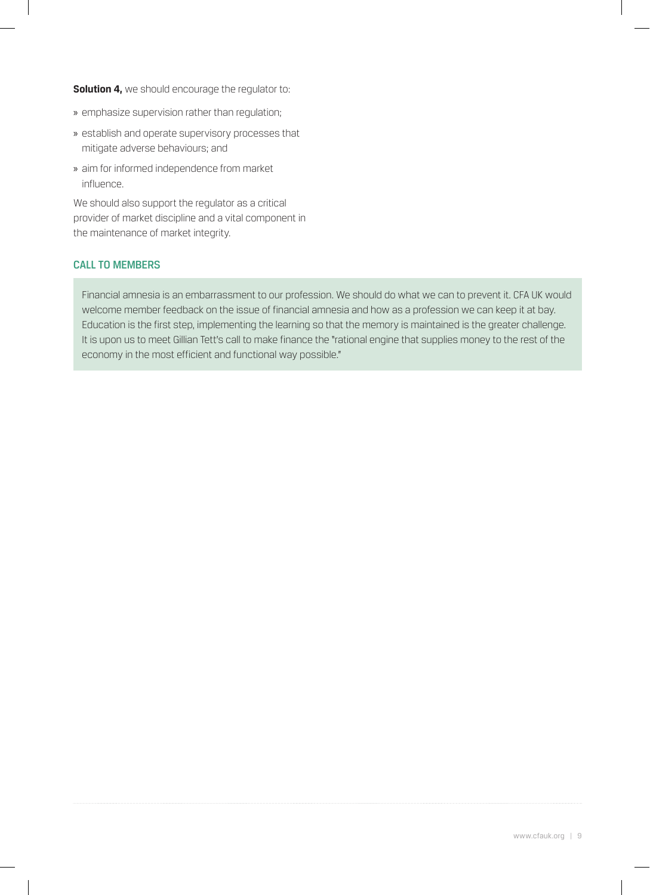**Solution 4,** we should encourage the regulator to:

- emphasize supervision rather than regulation;
- establish and operate supervisory processes that mitigate adverse behaviours; and
- aim for informed independence from market influence.

We should also support the regulator as a critical provider of market discipline and a vital component in the maintenance of market integrity.

## CALL TO MEMBERS

Financial amnesia is an embarrassment to our profession. We should do what we can to prevent it. CFA UK would welcome member feedback on the issue of financial amnesia and how as a profession we can keep it at bay. Education is the first step, implementing the learning so that the memory is maintained is the greater challenge. It is upon us to meet Gillian Tett's call to make finance the "rational engine that supplies money to the rest of the economy in the most efficient and functional way possible."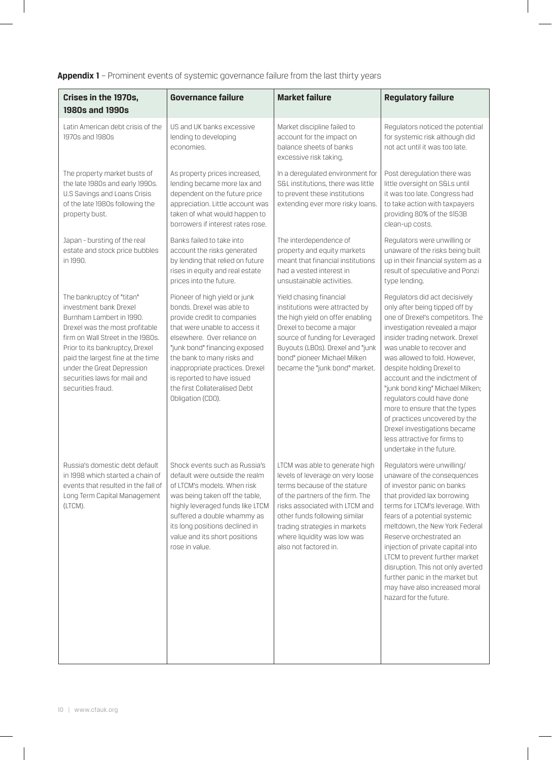**Appendix 1** – Prominent events of systemic governance failure from the last thirty years

| Crises in the 1970s, 1980s and 1990s | Governance failure | Market failure | Regulatory failure |
|---|---|---|---|
| Latin American debt crisis of the 1970s and 1980s | US and UK banks excessive lending to developing economies. | Market discipline failed to account for the impact on balance sheets of banks excessive risk taking. | Regulators noticed the potential for systemic risk although did not act until it was too late. |
| The property market busts of the late 1980s and early 1990s. U.S Savings and Loans Crisis of the late 1980s following the property bust. | As property prices increased, lending became more lax and dependent on the future price appreciation. Little account was taken of what would happen to borrowers if interest rates rose. | In a deregulated environment for S&L institutions, there was little to prevent these institutions extending ever more risky loans. | Post deregulation there was little oversight on S&Ls until it was too late. Congress had to take action with taxpayers providing 80% of the $153B clean-up costs. |
| Japan - bursting of the real estate and stock price bubbles in 1990. | Banks failed to take into account the risks generated by lending that relied on future rises in equity and real estate prices into the future. | The interdependence of property and equity markets meant that financial institutions had a vested interest in unsustainable activities. | Regulators were unwilling or unaware of the risks being built up in their financial system as a result of speculative and Ponzi type lending. |
| The bankruptcy of "titan" investment bank Drexel Burnham Lambert in 1990. Drexel was the most profitable firm on Wall Street in the 1980s. Prior to its bankruptcy, Drexel paid the largest fine at the time under the Great Depression securities laws for mail and securities fraud. | Pioneer of high yield or junk bonds. Drexel was able to provide credit to companies that were unable to access it elsewhere. Over reliance on "junk bond" financing exposed the bank to many risks and inappropriate practices. Drexel is reported to have issued the first Collateralised Debt Obligation (CDO). | Yield chasing financial institutions were attracted by the high yield on offer enabling Drexel to become a major source of funding for Leveraged Buyouts (LBOs). Drexel and "junk bond" pioneer Michael Milken became the "junk bond" market. | Regulators did act decisively only after being tipped off by one of Drexel's competitors. The investigation revealed a major insider trading network. Drexel was unable to recover and was allowed to fold. However, despite holding Drexel to account and the indictment of "junk bond king" Michael Milken; regulators could have done more to ensure that the types of practices uncovered by the Drexel investigations became less attractive for firms to undertake in the future. |
| Russia's domestic debt default in 1998 which started a chain of events that resulted in the fall of Long Term Capital Management (LTCM). | Shock events such as Russia's default were outside the realm of LTCM's models. When risk was being taken off the table, highly leveraged funds like LTCM suffered a double whammy as its long positions declined in value and its short positions rose in value. | LTCM was able to generate high levels of leverage on very loose terms because of the stature of the partners of the firm. The risks associated with LTCM and other funds following similar trading strategies in markets where liquidity was low was also not factored in. | Regulators were unwilling/unaware of the consequences of investor panic on banks that provided lax borrowing terms for LTCM's leverage. With fears of a potential systemic meltdown, the New York Federal Reserve orchestrated an injection of private capital into LTCM to prevent further market disruption. This not only averted further panic in the market but may have also increased moral hazard for the future. |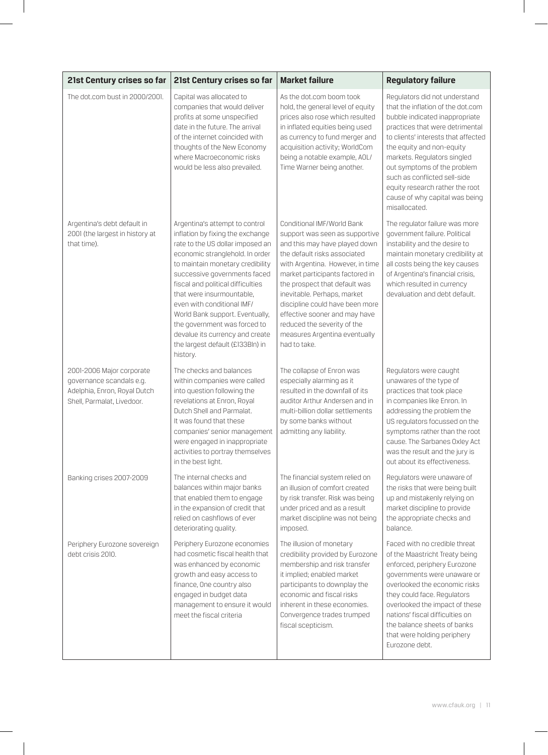| 21st Century crises so far | 21st Century crises so far | Market failure | Regulatory failure |
|---|---|---|---|
| The dot.com bust in 2000/2001. | Capital was allocated to companies that would deliver profits at some unspecified date in the future. The arrival of the internet coincided with thoughts of the New Economy where Macroeconomic risks would be less also prevailed. | As the dot.com boom took hold, the general level of equity prices also rose which resulted in inflated equities being used as currency to fund merger and acquisition activity; WorldCom being a notable example, AOL/ Time Warner being another. | Regulators did not understand that the inflation of the dot.com bubble indicated inappropriate practices that were detrimental to clients' interests that affected the equity and non-equity markets. Regulators singled out symptoms of the problem such as conflicted sell-side equity research rather the root cause of why capital was being misallocated. |
| Argentina's debt default in 2001 (the largest in history at that time). | Argentina's attempt to control inflation by fixing the exchange rate to the US dollar imposed an economic stranglehold. In order to maintain monetary credibility successive governments faced fiscal and political difficulties that were insurmountable, even with conditional IMF/ World Bank support. Eventually, the government was forced to devalue its currency and create the largest default (£133Bln) in history. | Conditional IMF/World Bank support was seen as supportive and this may have played down the default risks associated with Argentina. However, in time market participants factored in the prospect that default was inevitable. Perhaps, market discipline could have been more effective sooner and may have reduced the severity of the measures Argentina eventually had to take. | The regulator failure was more government failure. Political instability and the desire to maintain monetary credibility at all costs being the key causes of Argentina's financial crisis, which resulted in currency devaluation and debt default. |
| 2001-2006 Major corporate governance scandals e.g. Adelphia, Enron, Royal Dutch Shell, Parmalat, Livedoor. | The checks and balances within companies were called into question following the revelations at Enron, Royal Dutch Shell and Parmalat. It was found that these companies' senior management were engaged in inappropriate activities to portray themselves in the best light. | The collapse of Enron was especially alarming as it resulted in the downfall of its auditor Arthur Andersen and in multi-billion dollar settlements by some banks without admitting any liability. | Regulators were caught unawares of the type of practices that took place in companies like Enron. In addressing the problem the US regulators focussed on the symptoms rather than the root cause. The Sarbanes Oxley Act was the result and the jury is out about its effectiveness. |
| Banking crises 2007-2009 | The internal checks and balances within major banks that enabled them to engage in the expansion of credit that relied on cashflows of ever deteriorating quality. | The financial system relied on an illusion of comfort created by risk transfer. Risk was being under priced and as a result market discipline was not being imposed. | Regulators were unaware of the risks that were being built up and mistakenly relying on market discipline to provide the appropriate checks and balance. |
| Periphery Eurozone sovereign debt crisis 2010. | Periphery Eurozone economies had cosmetic fiscal health that was enhanced by economic growth and easy access to finance, One country also engaged in budget data management to ensure it would meet the fiscal criteria | The illusion of monetary credibility provided by Eurozone membership and risk transfer it implied; enabled market participants to downplay the economic and fiscal risks inherent in these economies. Convergence trades trumped fiscal scepticism. | Faced with no credible threat of the Maastricht Treaty being enforced, periphery Eurozone governments were unaware or overlooked the economic risks they could face. Regulators overlooked the impact of these nations' fiscal difficulties on the balance sheets of banks that were holding periphery Eurozone debt. |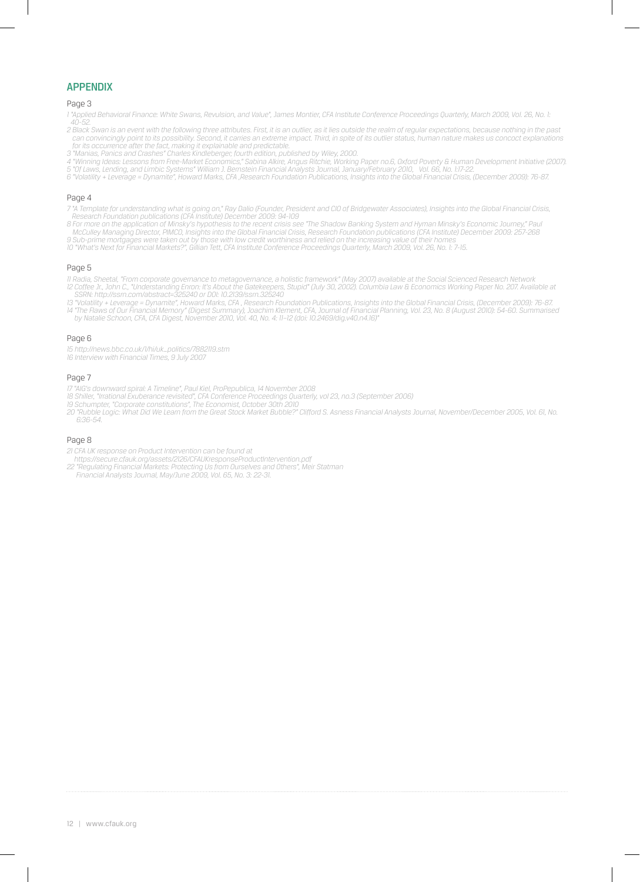## APPENDIX

### Page 3

1 "Applied Behavioral Finance: White Swans, Revulsion, and Value", James Montier, CFA Institute Conference Proceedings Quarterly, March 2009, Vol. 26, No. 1: 40-52.

2 Black Swan is an event with the following three attributes. First, it is an outlier, as it lies outside the realm of regular expectations, because nothing in the past can convincingly point to its possibility. Second, it carries an extreme impact. Third, in spite of its outlier status, human nature makes us concoct explanations for its occurrence after the fact, making it explainable and predictable.

3 "Manias, Panics and Crashes" Charles Kindleberger, fourth edition, published by Wiley, 2000.

4 "Winning Ideas: Lessons from Free-Market Economics," Sabina Alkire, Angus Ritchie, Working Paper no.6, Oxford Poverty & Human Development Initiative (2007).

5 "Of Laws, Lending, and Limbic Systems" William J. Bernstein Financial Analysts Journal, January/February 2010, Vol. 66, No. 1:17-22.

6 "Volatility + Leverage = Dynamite", Howard Marks, CFA ,Research Foundation Publications, Insights into the Global Financial Crisis, (December 2009): 76-87.

### Page 4

7 "A Template for understanding what is going on," Ray Dalio (Founder, President and CIO of Bridgewater Associates), Insights into the Global Financial Crisis, Research Foundation publications (CFA Institute) December 2009: 94-109

8 For more on the application of Minsky's hypothesis to the recent crisis see "The Shadow Banking System and Hyman Minsky's Economic Journey," Paul McCulley Managing Director, PIMCO, Insights into the Global Financial Crisis, Research Foundation publications (CFA Institute) December 2009: 257-268

9 Sub-prime mortgages were taken out by those with low credit worthiness and relied on the increasing value of their homes

10 "What's Next for Financial Markets?", Gillian Tett, CFA Institute Conference Proceedings Quarterly, March 2009, Vol. 26, No. 1: 7-15.

### Page 5

11 Radia, Sheetal, "From corporate governance to metagovernance, a holistic framework" (May 2007) available at the Social Scienced Research Network

12 Coffee Jr., John C., "Understanding Enron: It's About the Gatekeepers, Stupid" (July 30, 2002). Columbia Law & Economics Working Paper No. 207. Available at SSRN: http://ssrn.com/abstract=325240 or DOI: 10.2139/ssrn.325240

13 "Volatility + Leverage = Dynamite", Howard Marks, CFA , Research Foundation Publications, Insights into the Global Financial Crisis, (December 2009): 76-87.

14 "The Flaws of Our Financial Memory" (Digest Summary), Joachim Klement, CFA, Journal of Financial Planning, Vol. 23, No. 8 (August 2010): 54-60. Summarised by Natalie Schoon, CFA, CFA Digest, November 2010, Vol. 40, No. 4: 11–12 (doi: 10.2469/dig.v40.n4.16)"

### Page 6

15 http://news.bbc.co.uk/1/hi/uk_politics/7882119.stm

16 Interview with Financial Times, 9 July 2007

### Page 7

17 "AIG's downward spiral: A Timeline", Paul Kiel, ProPepublica, 14 November 2008

18 Shiller, "Irrational Exuberance revisited", CFA Conference Proceedings Quarterly, vol 23, no.3 (September 2006)

19 Schumpter, "Corporate constitutions", The Economist, October 30th 2010

20 "Rubble Logic: What Did We Learn from the Great Stock Market Bubble?" Clifford S. Asness Financial Analysts Journal, November/December 2005, Vol. 61, No. 6:36-54.

### Page 8

21 CFA UK response on Product Intervention can be found at https://secure.cfauk.org/assets/2126/CFAUKresponseProductIntervention.pdf

22 "Regulating Financial Markets: Protecting Us from Ourselves and Others", Meir Statman Financial Analysts Journal, May/June 2009, Vol. 65, No. 3: 22-31.